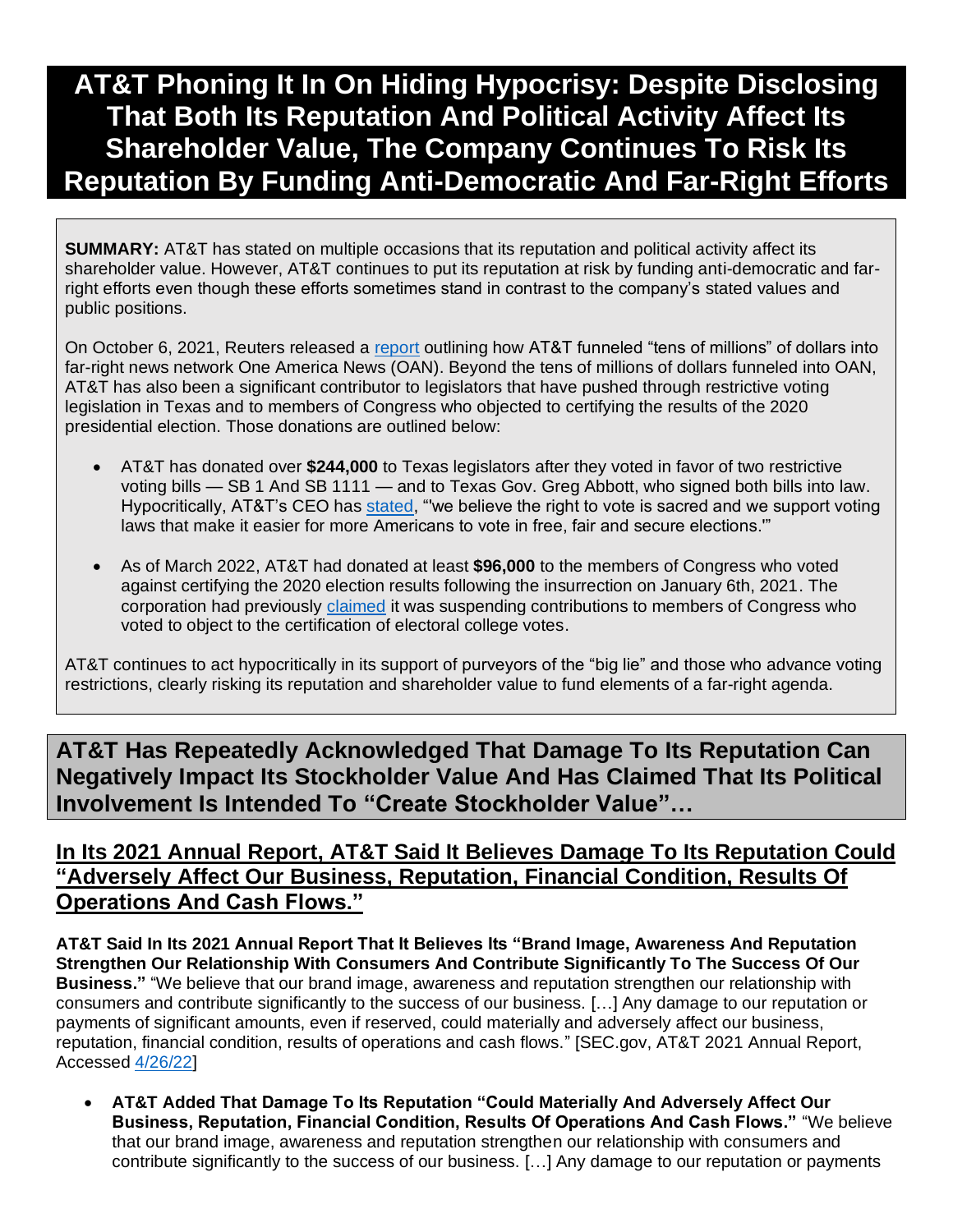# AT&T Phoning It In On Hiding Hypocrisy: Despite Disclosing That Both Its Reputation And Political Activity Affect Its Shareholder Value, The Company Continues To Risk Its Reputation By Funding Anti-Democratic And Far-Right Efforts

**SUMMARY:** AT&T has stated on multiple occasions that its reputation and political activity affect its shareholder value. However, AT&T continues to put its reputation at risk by funding anti-democratic and far-right efforts even though these efforts sometimes stand in contrast to the company's stated values and public positions.

On October 6, 2021, Reuters released a report outlining how AT&T funneled "tens of millions" of dollars into far-right news network One America News (OAN). Beyond the tens of millions of dollars funneled into OAN, AT&T has also been a significant contributor to legislators that have pushed through restrictive voting legislation in Texas and to members of Congress who objected to certifying the results of the 2020 presidential election. Those donations are outlined below:

- AT&T has donated over **$244,000** to Texas legislators after they voted in favor of two restrictive voting bills — SB 1 And SB 1111 — and to Texas Gov. Greg Abbott, who signed both bills into law. Hypocritically, AT&T's CEO has stated, "'we believe the right to vote is sacred and we support voting laws that make it easier for more Americans to vote in free, fair and secure elections.'"
- As of March 2022, AT&T had donated at least **$96,000** to the members of Congress who voted against certifying the 2020 election results following the insurrection on January 6th, 2021. The corporation had previously claimed it was suspending contributions to members of Congress who voted to object to the certification of electoral college votes.

AT&T continues to act hypocritically in its support of purveyors of the "big lie" and those who advance voting restrictions, clearly risking its reputation and shareholder value to fund elements of a far-right agenda.

## AT&T Has Repeatedly Acknowledged That Damage To Its Reputation Can Negatively Impact Its Stockholder Value And Has Claimed That Its Political Involvement Is Intended To "Create Stockholder Value"…

### In Its 2021 Annual Report, AT&T Said It Believes Damage To Its Reputation Could "Adversely Affect Our Business, Reputation, Financial Condition, Results Of Operations And Cash Flows."

**AT&T Said In Its 2021 Annual Report That It Believes Its "Brand Image, Awareness And Reputation Strengthen Our Relationship With Consumers And Contribute Significantly To The Success Of Our Business."** "We believe that our brand image, awareness and reputation strengthen our relationship with consumers and contribute significantly to the success of our business. […] Any damage to our reputation or payments of significant amounts, even if reserved, could materially and adversely affect our business, reputation, financial condition, results of operations and cash flows." [SEC.gov, AT&T 2021 Annual Report, Accessed 4/26/22]

- **AT&T Added That Damage To Its Reputation "Could Materially And Adversely Affect Our Business, Reputation, Financial Condition, Results Of Operations And Cash Flows."** "We believe that our brand image, awareness and reputation strengthen our relationship with consumers and contribute significantly to the success of our business. […] Any damage to our reputation or payments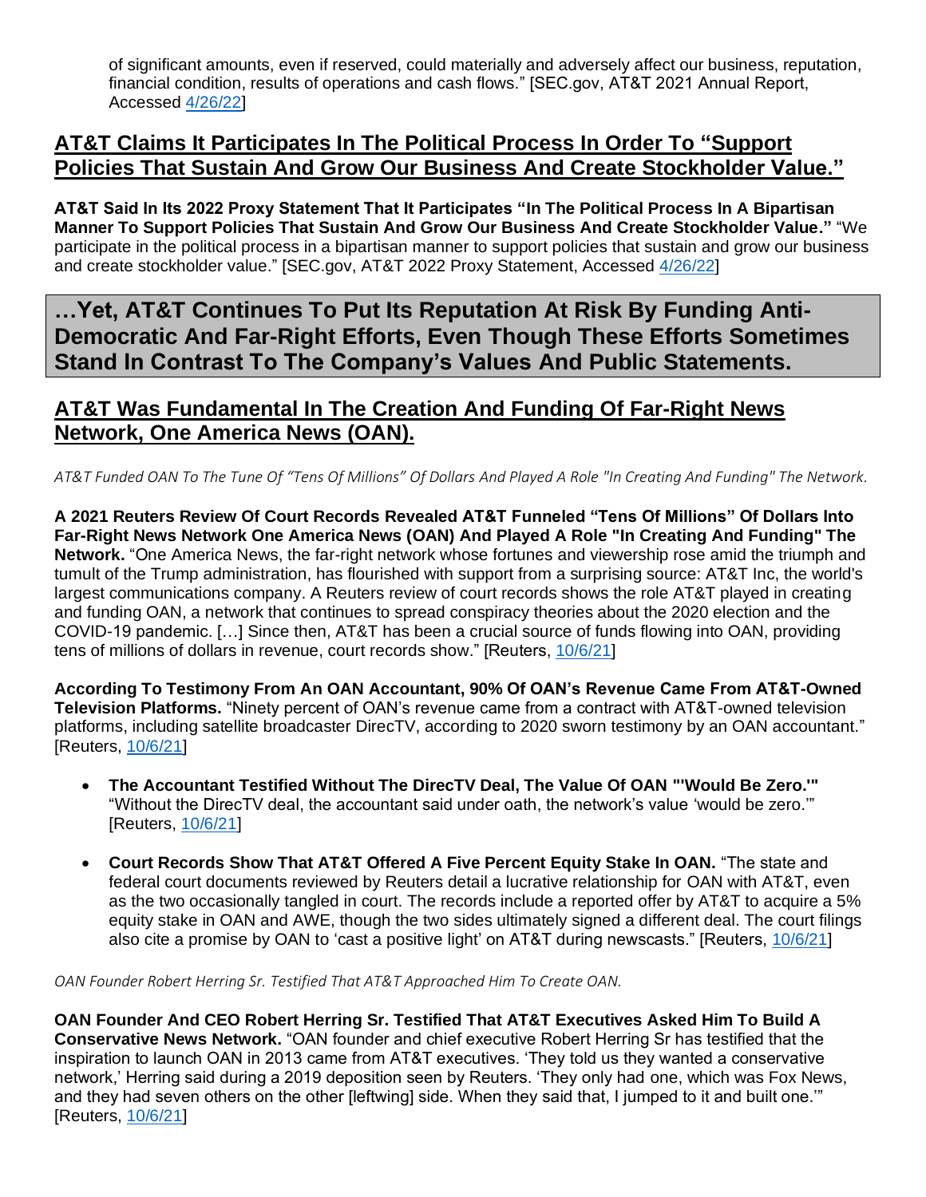of significant amounts, even if reserved, could materially and adversely affect our business, reputation, financial condition, results of operations and cash flows." [SEC.gov, AT&T 2021 Annual Report, Accessed 4/26/22]

## AT&T Claims It Participates In The Political Process In Order To "Support Policies That Sustain And Grow Our Business And Create Stockholder Value."

**AT&T Said In Its 2022 Proxy Statement That It Participates "In The Political Process In A Bipartisan Manner To Support Policies That Sustain And Grow Our Business And Create Stockholder Value."** "We participate in the political process in a bipartisan manner to support policies that sustain and grow our business and create stockholder value." [SEC.gov, AT&T 2022 Proxy Statement, Accessed 4/26/22]

# …Yet, AT&T Continues To Put Its Reputation At Risk By Funding Anti-Democratic And Far-Right Efforts, Even Though These Efforts Sometimes Stand In Contrast To The Company's Values And Public Statements.

## AT&T Was Fundamental In The Creation And Funding Of Far-Right News Network, One America News (OAN).

*AT&T Funded OAN To The Tune Of "Tens Of Millions" Of Dollars And Played A Role "In Creating And Funding" The Network.*

**A 2021 Reuters Review Of Court Records Revealed AT&T Funneled "Tens Of Millions" Of Dollars Into Far-Right News Network One America News (OAN) And Played A Role "In Creating And Funding" The Network.** "One America News, the far-right network whose fortunes and viewership rose amid the triumph and tumult of the Trump administration, has flourished with support from a surprising source: AT&T Inc, the world's largest communications company. A Reuters review of court records shows the role AT&T played in creating and funding OAN, a network that continues to spread conspiracy theories about the 2020 election and the COVID-19 pandemic. […] Since then, AT&T has been a crucial source of funds flowing into OAN, providing tens of millions of dollars in revenue, court records show." [Reuters, 10/6/21]

**According To Testimony From An OAN Accountant, 90% Of OAN's Revenue Came From AT&T-Owned Television Platforms.** "Ninety percent of OAN's revenue came from a contract with AT&T-owned television platforms, including satellite broadcaster DirecTV, according to 2020 sworn testimony by an OAN accountant." [Reuters, 10/6/21]

- **The Accountant Testified Without The DirecTV Deal, The Value Of OAN "'Would Be Zero.'"** "Without the DirecTV deal, the accountant said under oath, the network's value 'would be zero.'" [Reuters, 10/6/21]
- **Court Records Show That AT&T Offered A Five Percent Equity Stake In OAN.** "The state and federal court documents reviewed by Reuters detail a lucrative relationship for OAN with AT&T, even as the two occasionally tangled in court. The records include a reported offer by AT&T to acquire a 5% equity stake in OAN and AWE, though the two sides ultimately signed a different deal. The court filings also cite a promise by OAN to 'cast a positive light' on AT&T during newscasts." [Reuters, 10/6/21]

*OAN Founder Robert Herring Sr. Testified That AT&T Approached Him To Create OAN.*

**OAN Founder And CEO Robert Herring Sr. Testified That AT&T Executives Asked Him To Build A Conservative News Network.** "OAN founder and chief executive Robert Herring Sr has testified that the inspiration to launch OAN in 2013 came from AT&T executives. 'They told us they wanted a conservative network,' Herring said during a 2019 deposition seen by Reuters. 'They only had one, which was Fox News, and they had seven others on the other [leftwing] side. When they said that, I jumped to it and built one.'" [Reuters, 10/6/21]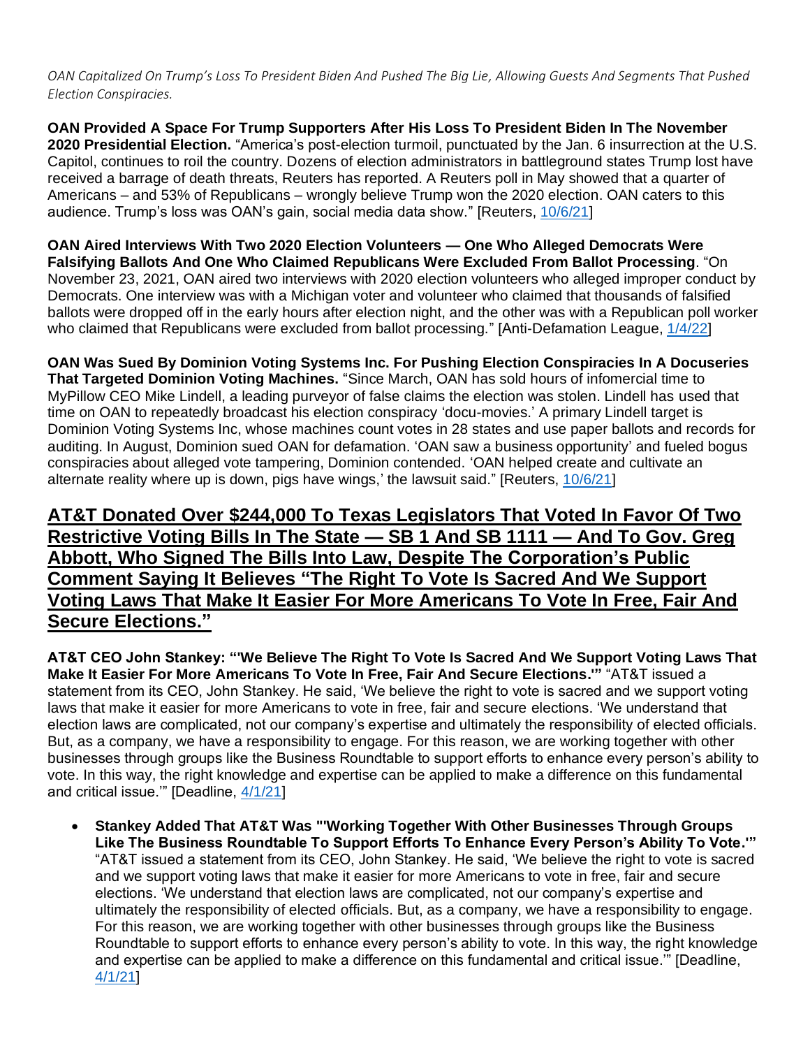*OAN Capitalized On Trump's Loss To President Biden And Pushed The Big Lie, Allowing Guests And Segments That Pushed Election Conspiracies.*

**OAN Provided A Space For Trump Supporters After His Loss To President Biden In The November 2020 Presidential Election.** "America's post-election turmoil, punctuated by the Jan. 6 insurrection at the U.S. Capitol, continues to roil the country. Dozens of election administrators in battleground states Trump lost have received a barrage of death threats, Reuters has reported. A Reuters poll in May showed that a quarter of Americans – and 53% of Republicans – wrongly believe Trump won the 2020 election. OAN caters to this audience. Trump's loss was OAN's gain, social media data show." [Reuters, 10/6/21]

**OAN Aired Interviews With Two 2020 Election Volunteers — One Who Alleged Democrats Were Falsifying Ballots And One Who Claimed Republicans Were Excluded From Ballot Processing**. "On November 23, 2021, OAN aired two interviews with 2020 election volunteers who alleged improper conduct by Democrats. One interview was with a Michigan voter and volunteer who claimed that thousands of falsified ballots were dropped off in the early hours after election night, and the other was with a Republican poll worker who claimed that Republicans were excluded from ballot processing." [Anti-Defamation League, 1/4/22]

**OAN Was Sued By Dominion Voting Systems Inc. For Pushing Election Conspiracies In A Docuseries That Targeted Dominion Voting Machines.** "Since March, OAN has sold hours of infomercial time to MyPillow CEO Mike Lindell, a leading purveyor of false claims the election was stolen. Lindell has used that time on OAN to repeatedly broadcast his election conspiracy 'docu-movies.' A primary Lindell target is Dominion Voting Systems Inc, whose machines count votes in 28 states and use paper ballots and records for auditing. In August, Dominion sued OAN for defamation. 'OAN saw a business opportunity' and fueled bogus conspiracies about alleged vote tampering, Dominion contended. 'OAN helped create and cultivate an alternate reality where up is down, pigs have wings,' the lawsuit said." [Reuters, 10/6/21]

## AT&T Donated Over $244,000 To Texas Legislators That Voted In Favor Of Two Restrictive Voting Bills In The State — SB 1 And SB 1111 — And To Gov. Greg Abbott, Who Signed The Bills Into Law, Despite The Corporation's Public Comment Saying It Believes "The Right To Vote Is Sacred And We Support Voting Laws That Make It Easier For More Americans To Vote In Free, Fair And Secure Elections."

**AT&T CEO John Stankey: "'We Believe The Right To Vote Is Sacred And We Support Voting Laws That Make It Easier For More Americans To Vote In Free, Fair And Secure Elections.'"** "AT&T issued a statement from its CEO, John Stankey. He said, 'We believe the right to vote is sacred and we support voting laws that make it easier for more Americans to vote in free, fair and secure elections. 'We understand that election laws are complicated, not our company's expertise and ultimately the responsibility of elected officials. But, as a company, we have a responsibility to engage. For this reason, we are working together with other businesses through groups like the Business Roundtable to support efforts to enhance every person's ability to vote. In this way, the right knowledge and expertise can be applied to make a difference on this fundamental and critical issue.'" [Deadline, 4/1/21]

- **Stankey Added That AT&T Was "'Working Together With Other Businesses Through Groups Like The Business Roundtable To Support Efforts To Enhance Every Person's Ability To Vote.'"** "AT&T issued a statement from its CEO, John Stankey. He said, 'We believe the right to vote is sacred and we support voting laws that make it easier for more Americans to vote in free, fair and secure elections. 'We understand that election laws are complicated, not our company's expertise and ultimately the responsibility of elected officials. But, as a company, we have a responsibility to engage. For this reason, we are working together with other businesses through groups like the Business Roundtable to support efforts to enhance every person's ability to vote. In this way, the right knowledge and expertise can be applied to make a difference on this fundamental and critical issue.'" [Deadline, 4/1/21]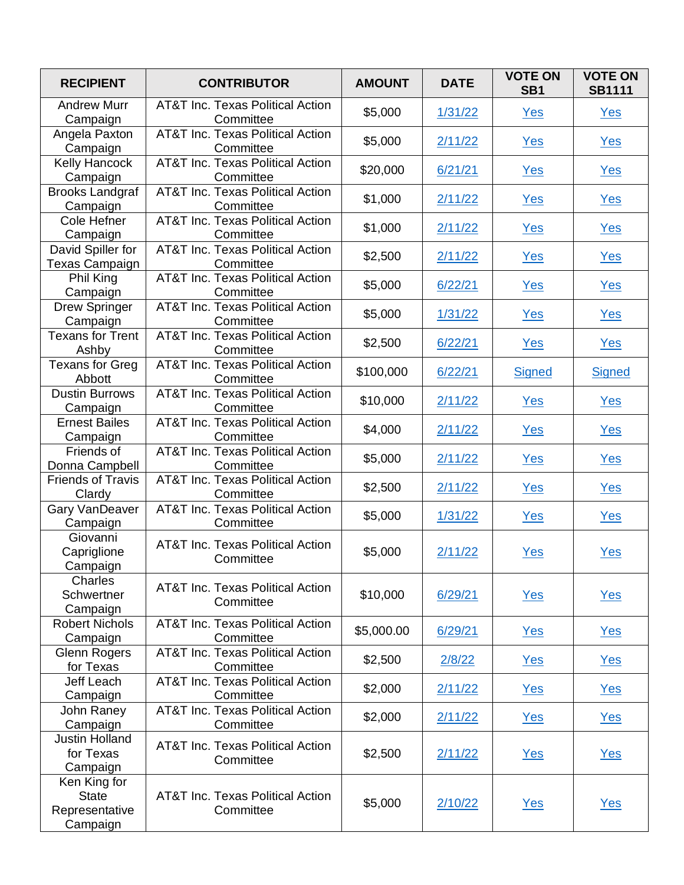| RECIPIENT | CONTRIBUTOR | AMOUNT | DATE | VOTE ON SB1 | VOTE ON SB1111 |
|---|---|---|---|---|---|
| Andrew Murr Campaign | AT&T Inc. Texas Political Action Committee | $5,000 | 1/31/22 | Yes | Yes |
| Angela Paxton Campaign | AT&T Inc. Texas Political Action Committee | $5,000 | 2/11/22 | Yes | Yes |
| Kelly Hancock Campaign | AT&T Inc. Texas Political Action Committee | $20,000 | 6/21/21 | Yes | Yes |
| Brooks Landgraf Campaign | AT&T Inc. Texas Political Action Committee | $1,000 | 2/11/22 | Yes | Yes |
| Cole Hefner Campaign | AT&T Inc. Texas Political Action Committee | $1,000 | 2/11/22 | Yes | Yes |
| David Spiller for Texas Campaign | AT&T Inc. Texas Political Action Committee | $2,500 | 2/11/22 | Yes | Yes |
| Phil King Campaign | AT&T Inc. Texas Political Action Committee | $5,000 | 6/22/21 | Yes | Yes |
| Drew Springer Campaign | AT&T Inc. Texas Political Action Committee | $5,000 | 1/31/22 | Yes | Yes |
| Texans for Trent Ashby | AT&T Inc. Texas Political Action Committee | $2,500 | 6/22/21 | Yes | Yes |
| Texans for Greg Abbott | AT&T Inc. Texas Political Action Committee | $100,000 | 6/22/21 | Signed | Signed |
| Dustin Burrows Campaign | AT&T Inc. Texas Political Action Committee | $10,000 | 2/11/22 | Yes | Yes |
| Ernest Bailes Campaign | AT&T Inc. Texas Political Action Committee | $4,000 | 2/11/22 | Yes | Yes |
| Friends of Donna Campbell | AT&T Inc. Texas Political Action Committee | $5,000 | 2/11/22 | Yes | Yes |
| Friends of Travis Clardy | AT&T Inc. Texas Political Action Committee | $2,500 | 2/11/22 | Yes | Yes |
| Gary VanDeaver Campaign | AT&T Inc. Texas Political Action Committee | $5,000 | 1/31/22 | Yes | Yes |
| Giovanni Capriglione Campaign | AT&T Inc. Texas Political Action Committee | $5,000 | 2/11/22 | Yes | Yes |
| Charles Schwertner Campaign | AT&T Inc. Texas Political Action Committee | $10,000 | 6/29/21 | Yes | Yes |
| Robert Nichols Campaign | AT&T Inc. Texas Political Action Committee | $5,000.00 | 6/29/21 | Yes | Yes |
| Glenn Rogers for Texas | AT&T Inc. Texas Political Action Committee | $2,500 | 2/8/22 | Yes | Yes |
| Jeff Leach Campaign | AT&T Inc. Texas Political Action Committee | $2,000 | 2/11/22 | Yes | Yes |
| John Raney Campaign | AT&T Inc. Texas Political Action Committee | $2,000 | 2/11/22 | Yes | Yes |
| Justin Holland for Texas Campaign | AT&T Inc. Texas Political Action Committee | $2,500 | 2/11/22 | Yes | Yes |
| Ken King for State Representative Campaign | AT&T Inc. Texas Political Action Committee | $5,000 | 2/10/22 | Yes | Yes |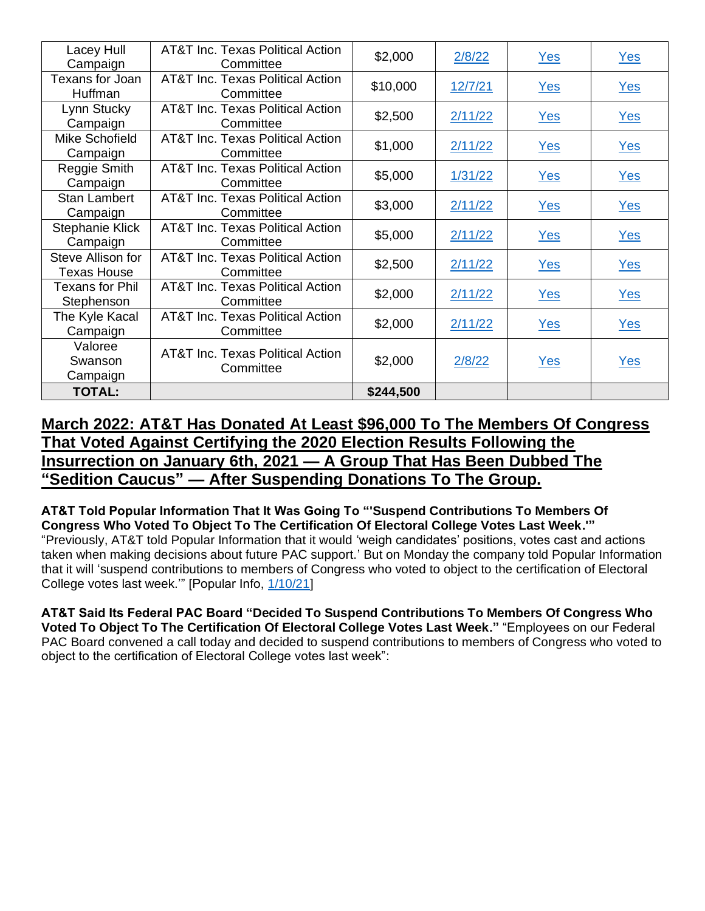| Lacey Hull Campaign | AT&T Inc. Texas Political Action Committee | $2,000 | 2/8/22 | Yes | Yes |
|---|---|---|---|---|---|
| Texans for Joan Huffman | AT&T Inc. Texas Political Action Committee | $10,000 | 12/7/21 | Yes | Yes |
| Lynn Stucky Campaign | AT&T Inc. Texas Political Action Committee | $2,500 | 2/11/22 | Yes | Yes |
| Mike Schofield Campaign | AT&T Inc. Texas Political Action Committee | $1,000 | 2/11/22 | Yes | Yes |
| Reggie Smith Campaign | AT&T Inc. Texas Political Action Committee | $5,000 | 1/31/22 | Yes | Yes |
| Stan Lambert Campaign | AT&T Inc. Texas Political Action Committee | $3,000 | 2/11/22 | Yes | Yes |
| Stephanie Klick Campaign | AT&T Inc. Texas Political Action Committee | $5,000 | 2/11/22 | Yes | Yes |
| Steve Allison for Texas House | AT&T Inc. Texas Political Action Committee | $2,500 | 2/11/22 | Yes | Yes |
| Texans for Phil Stephenson | AT&T Inc. Texas Political Action Committee | $2,000 | 2/11/22 | Yes | Yes |
| The Kyle Kacal Campaign | AT&T Inc. Texas Political Action Committee | $2,000 | 2/11/22 | Yes | Yes |
| Valoree Swanson Campaign | AT&T Inc. Texas Political Action Committee | $2,000 | 2/8/22 | Yes | Yes |
| **TOTAL:** | | **$244,500** | | | |

## March 2022: AT&T Has Donated At Least $96,000 To The Members Of Congress That Voted Against Certifying the 2020 Election Results Following the Insurrection on January 6th, 2021 — A Group That Has Been Dubbed The "Sedition Caucus" — After Suspending Donations To The Group.

**AT&T Told Popular Information That It Was Going To "'Suspend Contributions To Members Of Congress Who Voted To Object To The Certification Of Electoral College Votes Last Week.'"** "Previously, AT&T told Popular Information that it would 'weigh candidates' positions, votes cast and actions taken when making decisions about future PAC support.' But on Monday the company told Popular Information that it will 'suspend contributions to members of Congress who voted to object to the certification of Electoral College votes last week.'" [Popular Info, 1/10/21]

**AT&T Said Its Federal PAC Board "Decided To Suspend Contributions To Members Of Congress Who Voted To Object To The Certification Of Electoral College Votes Last Week."** "Employees on our Federal PAC Board convened a call today and decided to suspend contributions to members of Congress who voted to object to the certification of Electoral College votes last week":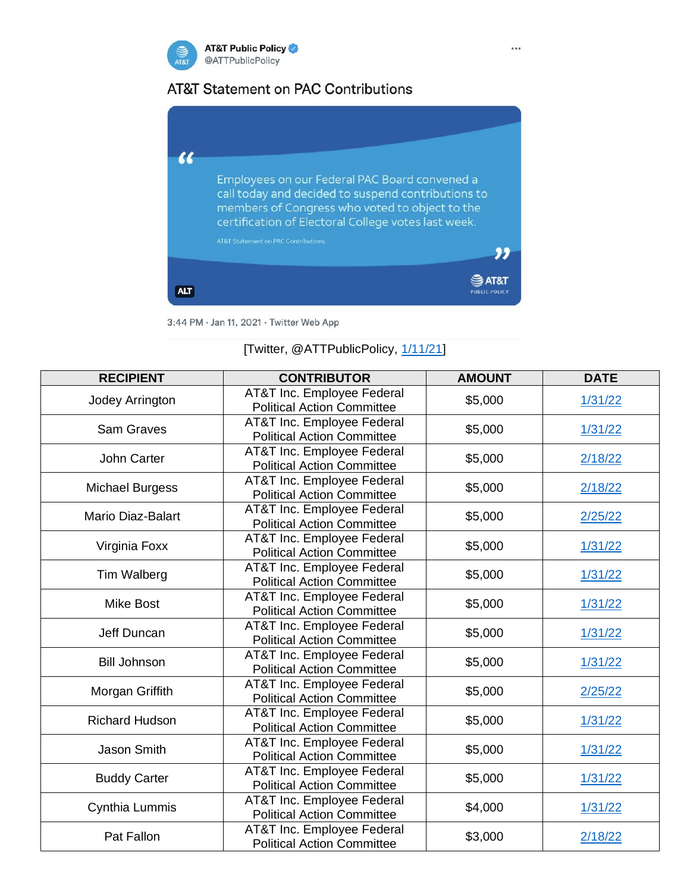AT&T Public Policy
@ATTPublicPolicy

AT&T Statement on PAC Contributions

"Employees on our Federal PAC Board convened a call today and decided to suspend contributions to members of Congress who voted to object to the certification of Electoral College votes last week."

AT&T Statement on PAC Contributions

AT&T PUBLIC POLICY

3:44 PM · Jan 11, 2021 · Twitter Web App

[Twitter, @ATTPublicPolicy, 1/11/21]

| RECIPIENT | CONTRIBUTOR | AMOUNT | DATE |
|---|---|---|---|
| Jodey Arrington | AT&T Inc. Employee Federal Political Action Committee | $5,000 | 1/31/22 |
| Sam Graves | AT&T Inc. Employee Federal Political Action Committee | $5,000 | 1/31/22 |
| John Carter | AT&T Inc. Employee Federal Political Action Committee | $5,000 | 2/18/22 |
| Michael Burgess | AT&T Inc. Employee Federal Political Action Committee | $5,000 | 2/18/22 |
| Mario Diaz-Balart | AT&T Inc. Employee Federal Political Action Committee | $5,000 | 2/25/22 |
| Virginia Foxx | AT&T Inc. Employee Federal Political Action Committee | $5,000 | 1/31/22 |
| Tim Walberg | AT&T Inc. Employee Federal Political Action Committee | $5,000 | 1/31/22 |
| Mike Bost | AT&T Inc. Employee Federal Political Action Committee | $5,000 | 1/31/22 |
| Jeff Duncan | AT&T Inc. Employee Federal Political Action Committee | $5,000 | 1/31/22 |
| Bill Johnson | AT&T Inc. Employee Federal Political Action Committee | $5,000 | 1/31/22 |
| Morgan Griffith | AT&T Inc. Employee Federal Political Action Committee | $5,000 | 2/25/22 |
| Richard Hudson | AT&T Inc. Employee Federal Political Action Committee | $5,000 | 1/31/22 |
| Jason Smith | AT&T Inc. Employee Federal Political Action Committee | $5,000 | 1/31/22 |
| Buddy Carter | AT&T Inc. Employee Federal Political Action Committee | $5,000 | 1/31/22 |
| Cynthia Lummis | AT&T Inc. Employee Federal Political Action Committee | $4,000 | 1/31/22 |
| Pat Fallon | AT&T Inc. Employee Federal Political Action Committee | $3,000 | 2/18/22 |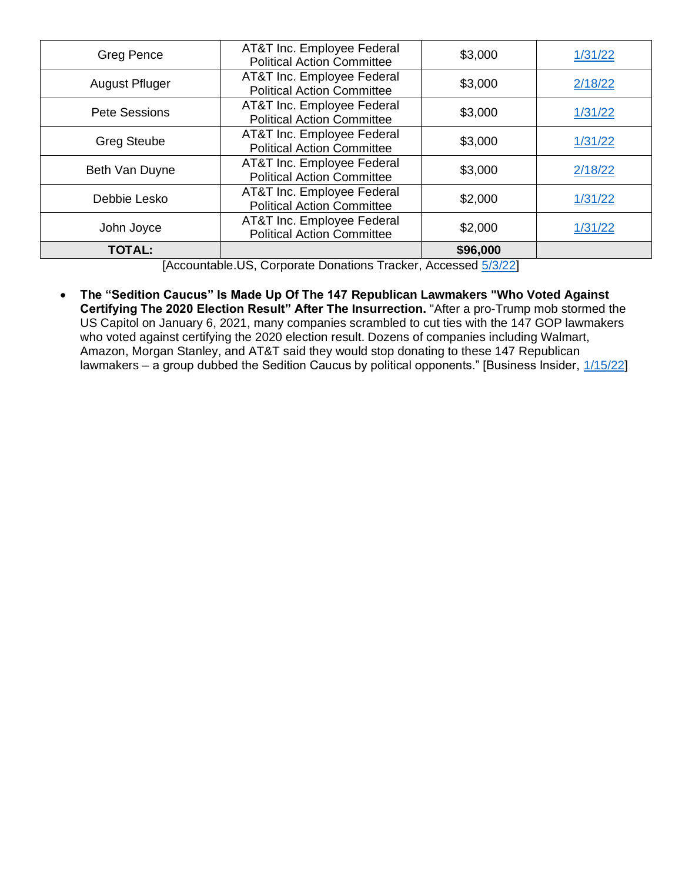| | | | |
|---|---|---|---|
| Greg Pence | AT&T Inc. Employee Federal Political Action Committee | $3,000 | 1/31/22 |
| August Pfluger | AT&T Inc. Employee Federal Political Action Committee | $3,000 | 2/18/22 |
| Pete Sessions | AT&T Inc. Employee Federal Political Action Committee | $3,000 | 1/31/22 |
| Greg Steube | AT&T Inc. Employee Federal Political Action Committee | $3,000 | 1/31/22 |
| Beth Van Duyne | AT&T Inc. Employee Federal Political Action Committee | $3,000 | 2/18/22 |
| Debbie Lesko | AT&T Inc. Employee Federal Political Action Committee | $2,000 | 1/31/22 |
| John Joyce | AT&T Inc. Employee Federal Political Action Committee | $2,000 | 1/31/22 |
| **TOTAL:** | | **$96,000** | |

[Accountable.US, Corporate Donations Tracker, Accessed 5/3/22]

- **The "Sedition Caucus" Is Made Up Of The 147 Republican Lawmakers "Who Voted Against Certifying The 2020 Election Result" After The Insurrection.** "After a pro-Trump mob stormed the US Capitol on January 6, 2021, many companies scrambled to cut ties with the 147 GOP lawmakers who voted against certifying the 2020 election result. Dozens of companies including Walmart, Amazon, Morgan Stanley, and AT&T said they would stop donating to these 147 Republican lawmakers – a group dubbed the Sedition Caucus by political opponents." [Business Insider, 1/15/22]